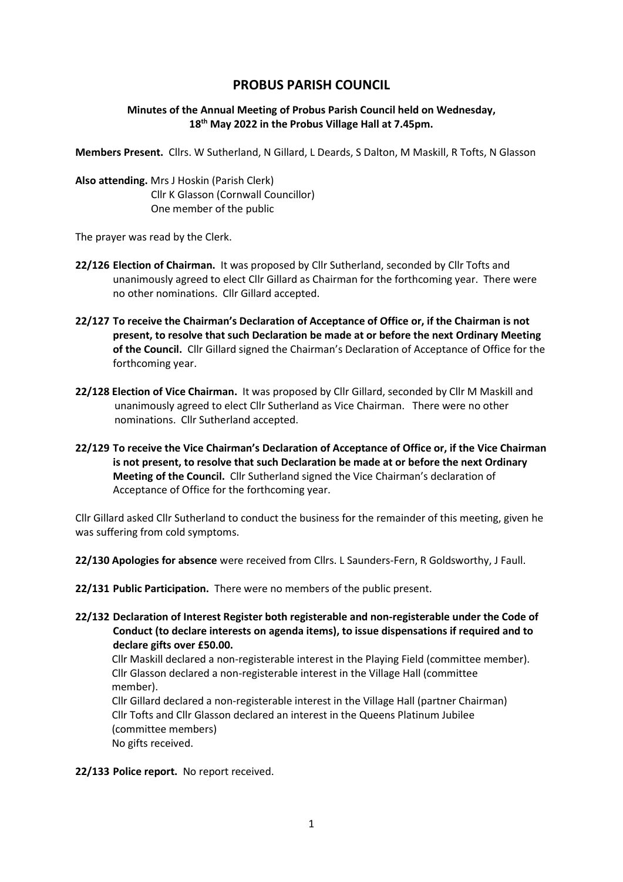# PROBUS PARISH COUNCIL

**Minutes of the Annual Meeting of Probus Parish Council held on Wednesday, 18th May 2022 in the Probus Village Hall at 7.45pm.**

**Members Present.** Cllrs. W Sutherland, N Gillard, L Deards, S Dalton, M Maskill, R Tofts, N Glasson

**Also attending.** Mrs J Hoskin (Parish Clerk)
Cllr K Glasson (Cornwall Councillor)
One member of the public

The prayer was read by the Clerk.

**22/126 Election of Chairman.** It was proposed by Cllr Sutherland, seconded by Cllr Tofts and unanimously agreed to elect Cllr Gillard as Chairman for the forthcoming year. There were no other nominations. Cllr Gillard accepted.

**22/127 To receive the Chairman's Declaration of Acceptance of Office or, if the Chairman is not present, to resolve that such Declaration be made at or before the next Ordinary Meeting of the Council.** Cllr Gillard signed the Chairman's Declaration of Acceptance of Office for the forthcoming year.

**22/128 Election of Vice Chairman.** It was proposed by Cllr Gillard, seconded by Cllr M Maskill and unanimously agreed to elect Cllr Sutherland as Vice Chairman. There were no other nominations. Cllr Sutherland accepted.

**22/129 To receive the Vice Chairman's Declaration of Acceptance of Office or, if the Vice Chairman is not present, to resolve that such Declaration be made at or before the next Ordinary Meeting of the Council.** Cllr Sutherland signed the Vice Chairman's declaration of Acceptance of Office for the forthcoming year.

Cllr Gillard asked Cllr Sutherland to conduct the business for the remainder of this meeting, given he was suffering from cold symptoms.

**22/130 Apologies for absence** were received from Cllrs. L Saunders-Fern, R Goldsworthy, J Faull.

**22/131 Public Participation.** There were no members of the public present.

**22/132 Declaration of Interest Register both registerable and non-registerable under the Code of Conduct (to declare interests on agenda items), to issue dispensations if required and to declare gifts over £50.00.**
Cllr Maskill declared a non-registerable interest in the Playing Field (committee member).
Cllr Glasson declared a non-registerable interest in the Village Hall (committee member).
Cllr Gillard declared a non-registerable interest in the Village Hall (partner Chairman)
Cllr Tofts and Cllr Glasson declared an interest in the Queens Platinum Jubilee (committee members)
No gifts received.

**22/133 Police report.** No report received.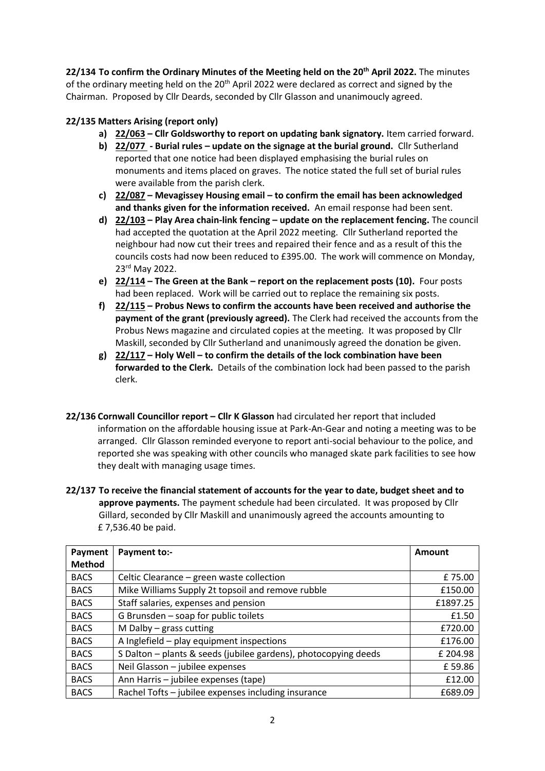**22/134 To confirm the Ordinary Minutes of the Meeting held on the 20th April 2022.** The minutes of the ordinary meeting held on the 20th April 2022 were declared as correct and signed by the Chairman. Proposed by Cllr Deards, seconded by Cllr Glasson and unanimoucly agreed.

**22/135 Matters Arising (report only)**

a) **22/063 – Cllr Goldsworthy to report on updating bank signatory.** Item carried forward.

b) **22/077 - Burial rules – update on the signage at the burial ground.** Cllr Sutherland reported that one notice had been displayed emphasising the burial rules on monuments and items placed on graves. The notice stated the full set of burial rules were available from the parish clerk.

c) **22/087 – Mevagissey Housing email – to confirm the email has been acknowledged and thanks given for the information received.** An email response had been sent.

d) **22/103 – Play Area chain-link fencing – update on the replacement fencing.** The council had accepted the quotation at the April 2022 meeting. Cllr Sutherland reported the neighbour had now cut their trees and repaired their fence and as a result of this the councils costs had now been reduced to £395.00. The work will commence on Monday, 23rd May 2022.

e) **22/114 – The Green at the Bank – report on the replacement posts (10).** Four posts had been replaced. Work will be carried out to replace the remaining six posts.

f) **22/115 – Probus News to confirm the accounts have been received and authorise the payment of the grant (previously agreed).** The Clerk had received the accounts from the Probus News magazine and circulated copies at the meeting. It was proposed by Cllr Maskill, seconded by Cllr Sutherland and unanimously agreed the donation be given.

g) **22/117 – Holy Well – to confirm the details of the lock combination have been forwarded to the Clerk.** Details of the combination lock had been passed to the parish clerk.

**22/136 Cornwall Councillor report – Cllr K Glasson** had circulated her report that included information on the affordable housing issue at Park-An-Gear and noting a meeting was to be arranged. Cllr Glasson reminded everyone to report anti-social behaviour to the police, and reported she was speaking with other councils who managed skate park facilities to see how they dealt with managing usage times.

**22/137 To receive the financial statement of accounts for the year to date, budget sheet and to approve payments.** The payment schedule had been circulated. It was proposed by Cllr Gillard, seconded by Cllr Maskill and unanimously agreed the accounts amounting to £ 7,536.40 be paid.

| Payment Method | Payment to:- | Amount |
|---|---|---|
| BACS | Celtic Clearance – green waste collection | £ 75.00 |
| BACS | Mike Williams Supply 2t topsoil and remove rubble | £150.00 |
| BACS | Staff salaries, expenses and pension | £1897.25 |
| BACS | G Brunsden – soap for public toilets | £1.50 |
| BACS | M Dalby – grass cutting | £720.00 |
| BACS | A Inglefield – play equipment inspections | £176.00 |
| BACS | S Dalton – plants & seeds (jubilee gardens), photocopying deeds | £ 204.98 |
| BACS | Neil Glasson – jubilee expenses | £ 59.86 |
| BACS | Ann Harris – jubilee expenses (tape) | £12.00 |
| BACS | Rachel Tofts – jubilee expenses including insurance | £689.09 |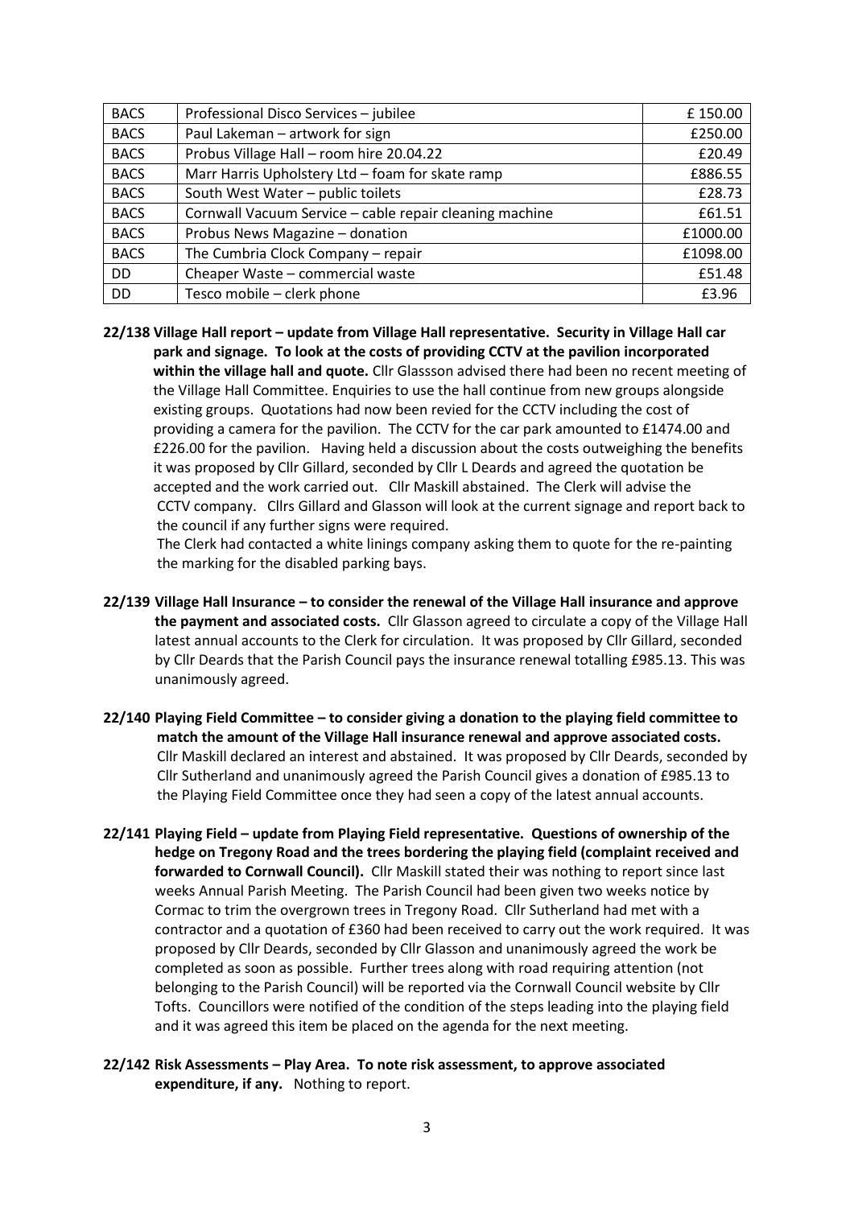| BACS | Professional Disco Services – jubilee | £ 150.00 |
|---|---|---|
| BACS | Paul Lakeman – artwork for sign | £250.00 |
| BACS | Probus Village Hall – room hire 20.04.22 | £20.49 |
| BACS | Marr Harris Upholstery Ltd – foam for skate ramp | £886.55 |
| BACS | South West Water – public toilets | £28.73 |
| BACS | Cornwall Vacuum Service – cable repair cleaning machine | £61.51 |
| BACS | Probus News Magazine – donation | £1000.00 |
| BACS | The Cumbria Clock Company – repair | £1098.00 |
| DD | Cheaper Waste – commercial waste | £51.48 |
| DD | Tesco mobile – clerk phone | £3.96 |

**22/138 Village Hall report – update from Village Hall representative. Security in Village Hall car park and signage. To look at the costs of providing CCTV at the pavilion incorporated within the village hall and quote.** Cllr Glassson advised there had been no recent meeting of the Village Hall Committee. Enquiries to use the hall continue from new groups alongside existing groups. Quotations had now been revied for the CCTV including the cost of providing a camera for the pavilion. The CCTV for the car park amounted to £1474.00 and £226.00 for the pavilion. Having held a discussion about the costs outweighing the benefits it was proposed by Cllr Gillard, seconded by Cllr L Deards and agreed the quotation be accepted and the work carried out. Cllr Maskill abstained. The Clerk will advise the CCTV company. Cllrs Gillard and Glasson will look at the current signage and report back to the council if any further signs were required.

The Clerk had contacted a white linings company asking them to quote for the re-painting the marking for the disabled parking bays.

**22/139 Village Hall Insurance – to consider the renewal of the Village Hall insurance and approve the payment and associated costs.** Cllr Glasson agreed to circulate a copy of the Village Hall latest annual accounts to the Clerk for circulation. It was proposed by Cllr Gillard, seconded by Cllr Deards that the Parish Council pays the insurance renewal totalling £985.13. This was unanimously agreed.

**22/140 Playing Field Committee – to consider giving a donation to the playing field committee to match the amount of the Village Hall insurance renewal and approve associated costs.** Cllr Maskill declared an interest and abstained. It was proposed by Cllr Deards, seconded by Cllr Sutherland and unanimously agreed the Parish Council gives a donation of £985.13 to the Playing Field Committee once they had seen a copy of the latest annual accounts.

**22/141 Playing Field – update from Playing Field representative. Questions of ownership of the hedge on Tregony Road and the trees bordering the playing field (complaint received and forwarded to Cornwall Council).** Cllr Maskill stated their was nothing to report since last weeks Annual Parish Meeting. The Parish Council had been given two weeks notice by Cormac to trim the overgrown trees in Tregony Road. Cllr Sutherland had met with a contractor and a quotation of £360 had been received to carry out the work required. It was proposed by Cllr Deards, seconded by Cllr Glasson and unanimously agreed the work be completed as soon as possible. Further trees along with road requiring attention (not belonging to the Parish Council) will be reported via the Cornwall Council website by Cllr Tofts. Councillors were notified of the condition of the steps leading into the playing field and it was agreed this item be placed on the agenda for the next meeting.

**22/142 Risk Assessments – Play Area. To note risk assessment, to approve associated expenditure, if any.** Nothing to report.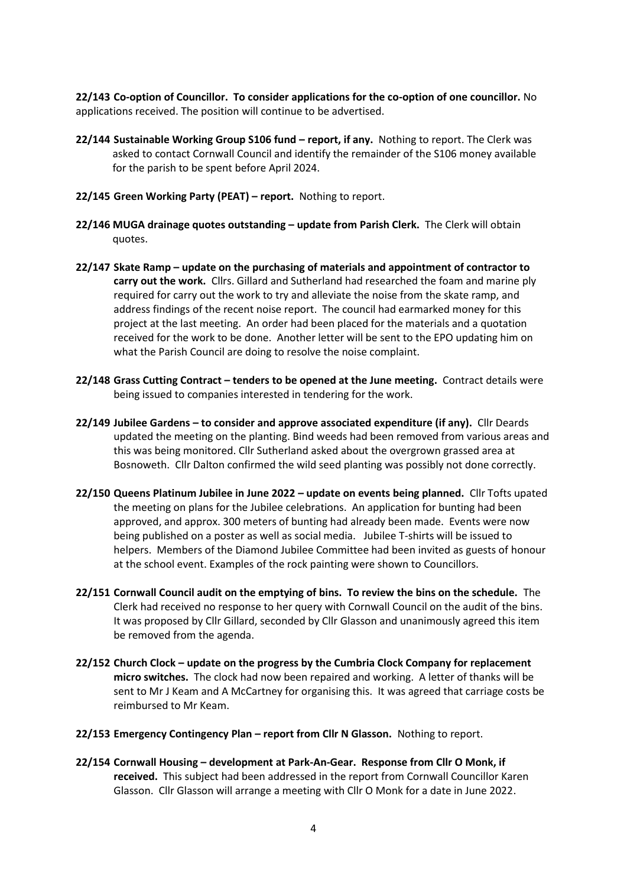**22/143 Co-option of Councillor. To consider applications for the co-option of one councillor.** No applications received. The position will continue to be advertised.

**22/144 Sustainable Working Group S106 fund – report, if any.** Nothing to report. The Clerk was asked to contact Cornwall Council and identify the remainder of the S106 money available for the parish to be spent before April 2024.

**22/145 Green Working Party (PEAT) – report.** Nothing to report.

**22/146 MUGA drainage quotes outstanding – update from Parish Clerk.** The Clerk will obtain quotes.

**22/147 Skate Ramp – update on the purchasing of materials and appointment of contractor to carry out the work.** Cllrs. Gillard and Sutherland had researched the foam and marine ply required for carry out the work to try and alleviate the noise from the skate ramp, and address findings of the recent noise report. The council had earmarked money for this project at the last meeting. An order had been placed for the materials and a quotation received for the work to be done. Another letter will be sent to the EPO updating him on what the Parish Council are doing to resolve the noise complaint.

**22/148 Grass Cutting Contract – tenders to be opened at the June meeting.** Contract details were being issued to companies interested in tendering for the work.

**22/149 Jubilee Gardens – to consider and approve associated expenditure (if any).** Cllr Deards updated the meeting on the planting. Bind weeds had been removed from various areas and this was being monitored. Cllr Sutherland asked about the overgrown grassed area at Bosnoweth. Cllr Dalton confirmed the wild seed planting was possibly not done correctly.

**22/150 Queens Platinum Jubilee in June 2022 – update on events being planned.** Cllr Tofts upated the meeting on plans for the Jubilee celebrations. An application for bunting had been approved, and approx. 300 meters of bunting had already been made. Events were now being published on a poster as well as social media. Jubilee T-shirts will be issued to helpers. Members of the Diamond Jubilee Committee had been invited as guests of honour at the school event. Examples of the rock painting were shown to Councillors.

**22/151 Cornwall Council audit on the emptying of bins. To review the bins on the schedule.** The Clerk had received no response to her query with Cornwall Council on the audit of the bins. It was proposed by Cllr Gillard, seconded by Cllr Glasson and unanimously agreed this item be removed from the agenda.

**22/152 Church Clock – update on the progress by the Cumbria Clock Company for replacement micro switches.** The clock had now been repaired and working. A letter of thanks will be sent to Mr J Keam and A McCartney for organising this. It was agreed that carriage costs be reimbursed to Mr Keam.

**22/153 Emergency Contingency Plan – report from Cllr N Glasson.** Nothing to report.

**22/154 Cornwall Housing – development at Park-An-Gear. Response from Cllr O Monk, if received.** This subject had been addressed in the report from Cornwall Councillor Karen Glasson. Cllr Glasson will arrange a meeting with Cllr O Monk for a date in June 2022.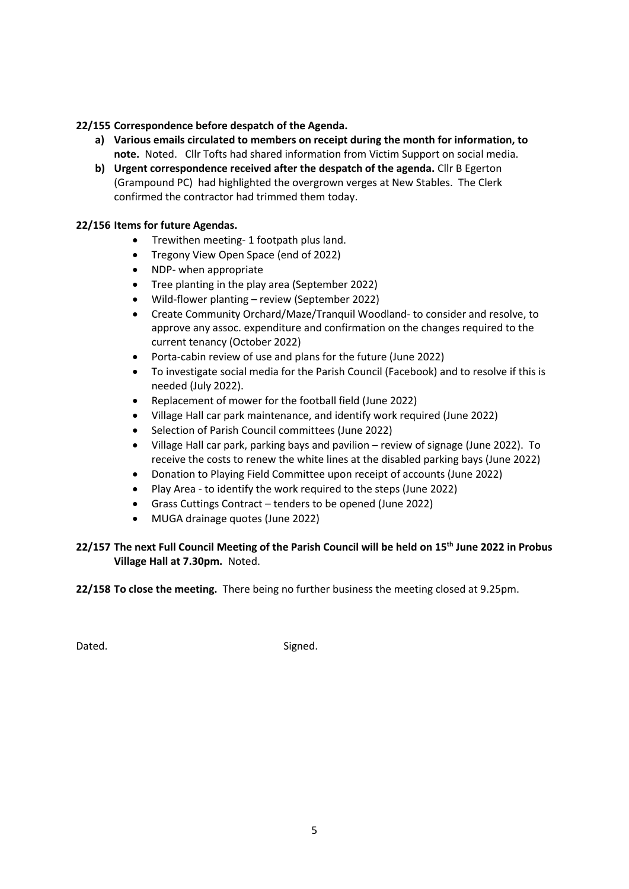**22/155 Correspondence before despatch of the Agenda.**

a) **Various emails circulated to members on receipt during the month for information, to note.** Noted. Cllr Tofts had shared information from Victim Support on social media.

b) **Urgent correspondence received after the despatch of the agenda.** Cllr B Egerton (Grampound PC) had highlighted the overgrown verges at New Stables. The Clerk confirmed the contractor had trimmed them today.

**22/156 Items for future Agendas.**

- Trewithen meeting- 1 footpath plus land.
- Tregony View Open Space (end of 2022)
- NDP- when appropriate
- Tree planting in the play area (September 2022)
- Wild-flower planting – review (September 2022)
- Create Community Orchard/Maze/Tranquil Woodland- to consider and resolve, to approve any assoc. expenditure and confirmation on the changes required to the current tenancy (October 2022)
- Porta-cabin review of use and plans for the future (June 2022)
- To investigate social media for the Parish Council (Facebook) and to resolve if this is needed (July 2022).
- Replacement of mower for the football field (June 2022)
- Village Hall car park maintenance, and identify work required (June 2022)
- Selection of Parish Council committees (June 2022)
- Village Hall car park, parking bays and pavilion – review of signage (June 2022). To receive the costs to renew the white lines at the disabled parking bays (June 2022)
- Donation to Playing Field Committee upon receipt of accounts (June 2022)
- Play Area - to identify the work required to the steps (June 2022)
- Grass Cuttings Contract – tenders to be opened (June 2022)
- MUGA drainage quotes (June 2022)

**22/157 The next Full Council Meeting of the Parish Council will be held on 15th June 2022 in Probus Village Hall at 7.30pm.** Noted.

**22/158 To close the meeting.** There being no further business the meeting closed at 9.25pm.

Dated. Signed.